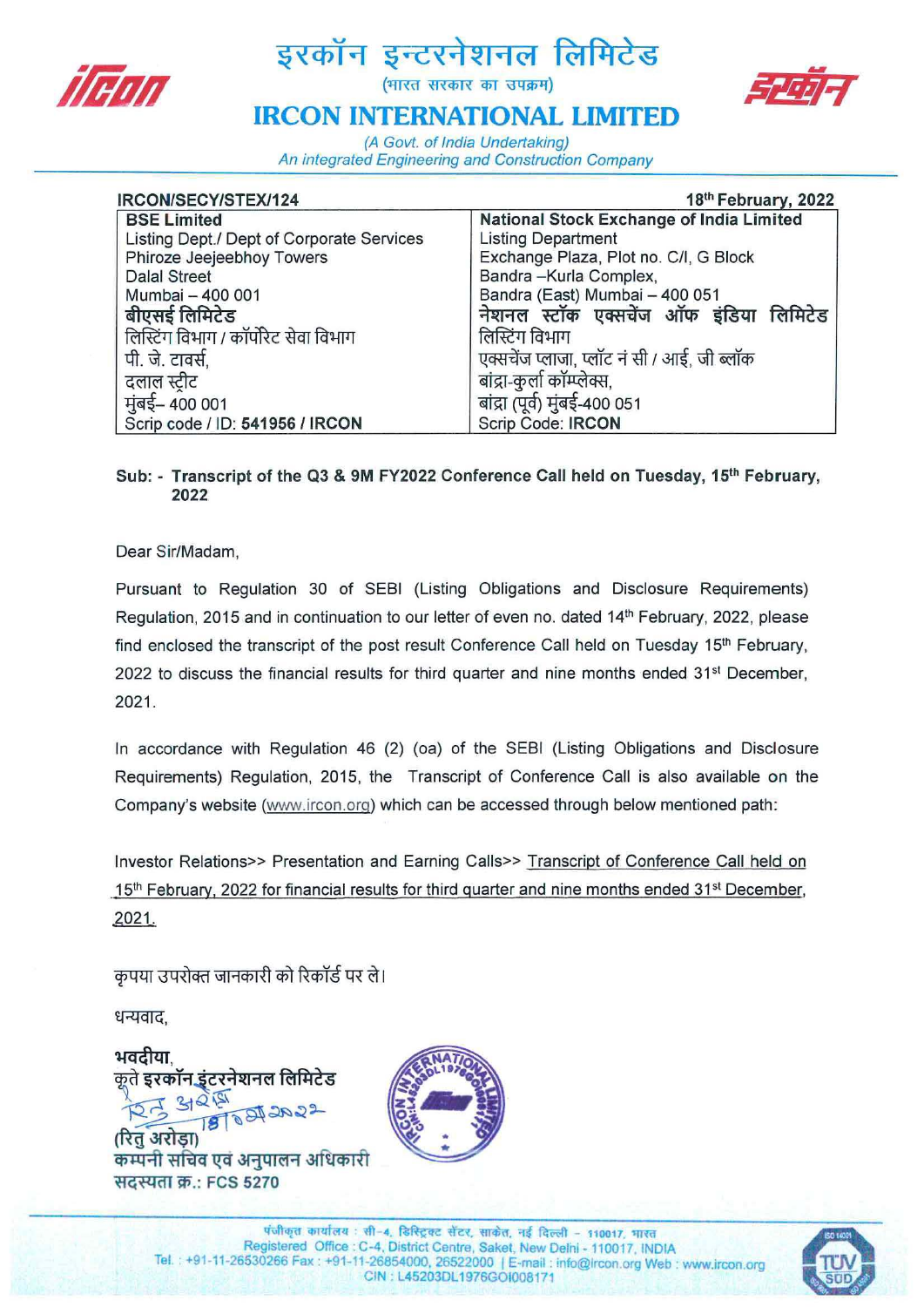# इरकॉन इन्टरनेशनल लिमिटेड

(भारत सरकार का उपक्रम)

# IRCON INTERNATIONAL LIMITED

*(A Govt. of India Undertaking)*
*An integrated Engineering and Construction Company*

**IRCON/SECY/STEX/124** | **18th February, 2022**

| **BSE Limited** | **National Stock Exchange of India Limited** |
|---|---|
| Listing Dept./ Dept of Corporate Services | Listing Department |
| Phiroze Jeejeebhoy Towers | Exchange Plaza, Plot no. C/I, G Block |
| Dalal Street | Bandra –Kurla Complex, |
| Mumbai – 400 001 | Bandra (East) Mumbai – 400 051 |
| **बीएसई लिमिटेड** | **नेशनल स्टॉक एक्सचेंज ऑफ इंडिया लिमिटेड** |
| लिस्टिंग विभाग / कॉर्पोरेट सेवा विभाग | लिस्टिंग विभाग |
| पी. जे. टावर्स, | एक्सचेंज प्लाजा, प्लॉट नं सी / आई, जी ब्लॉक |
| दलाल स्ट्रीट | बांद्रा-कुर्ला कॉम्प्लेक्स, |
| मुंबई– 400 001 | बांद्रा (पूर्व) मुंबई-400 051 |
| Scrip code / ID: **541956 / IRCON** | Scrip Code: **IRCON** |

**Sub: - Transcript of the Q3 & 9M FY2022 Conference Call held on Tuesday, 15th February, 2022**

Dear Sir/Madam,

Pursuant to Regulation 30 of SEBI (Listing Obligations and Disclosure Requirements) Regulation, 2015 and in continuation to our letter of even no. dated 14th February, 2022, please find enclosed the transcript of the post result Conference Call held on Tuesday 15th February, 2022 to discuss the financial results for third quarter and nine months ended 31st December, 2021.

In accordance with Regulation 46 (2) (oa) of the SEBI (Listing Obligations and Disclosure Requirements) Regulation, 2015, the Transcript of Conference Call is also available on the Company's website (www.ircon.org) which can be accessed through below mentioned path:

Investor Relations>> Presentation and Earning Calls>> Transcript of Conference Call held on 15th February, 2022 for financial results for third quarter and nine months ended 31st December, 2021.

कृपया उपरोक्त जानकारी को रिकॉर्ड पर ले।

धन्यवाद,

**भवदीया,**
**कृते इरकॉन इंटरनेशनल लिमिटेड**

रितु अरोड़ा 18/02/2022

**(रितु अरोड़ा)**
**कम्पनी सचिव एवं अनुपालन अधिकारी**
**सदस्यता क्र.: FCS 5270**

पंजीकृत कार्यालय : सी-4, डिस्ट्रिक्ट सेंटर, साकेत, नई दिल्ली - 110017, भारत
Registered Office : C-4, District Centre, Saket, New Delhi - 110017, INDIA
Tel. : +91-11-26530266 Fax : +91-11-26854000, 26522000 | E-mail : info@ircon.org Web : www.ircon.org
CIN : L45203DL1976GOI008171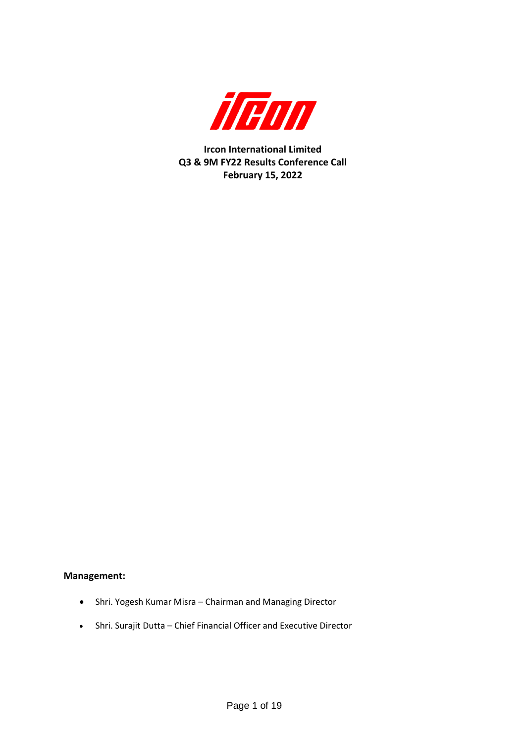**Ircon International Limited**
**Q3 & 9M FY22 Results Conference Call**
**February 15, 2022**

**Management:**

- Shri. Yogesh Kumar Misra – Chairman and Managing Director
- Shri. Surajit Dutta – Chief Financial Officer and Executive Director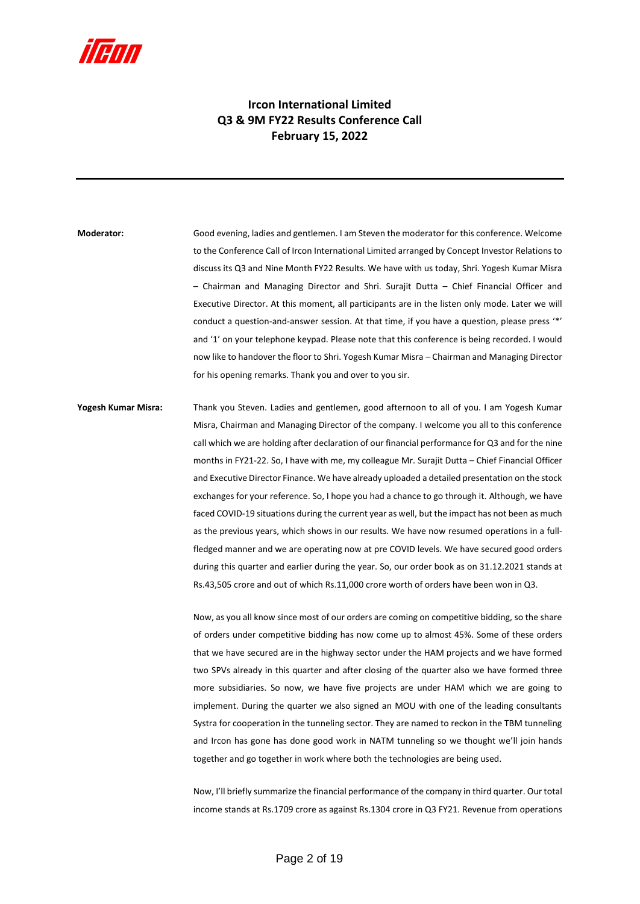# Ircon International Limited
# Q3 & 9M FY22 Results Conference Call
# February 15, 2022

---

**Moderator:** Good evening, ladies and gentlemen. I am Steven the moderator for this conference. Welcome to the Conference Call of Ircon International Limited arranged by Concept Investor Relations to discuss its Q3 and Nine Month FY22 Results. We have with us today, Shri. Yogesh Kumar Misra – Chairman and Managing Director and Shri. Surajit Dutta – Chief Financial Officer and Executive Director. At this moment, all participants are in the listen only mode. Later we will conduct a question-and-answer session. At that time, if you have a question, please press '*' and '1' on your telephone keypad. Please note that this conference is being recorded. I would now like to handover the floor to Shri. Yogesh Kumar Misra – Chairman and Managing Director for his opening remarks. Thank you and over to you sir.

**Yogesh Kumar Misra:** Thank you Steven. Ladies and gentlemen, good afternoon to all of you. I am Yogesh Kumar Misra, Chairman and Managing Director of the company. I welcome you all to this conference call which we are holding after declaration of our financial performance for Q3 and for the nine months in FY21-22. So, I have with me, my colleague Mr. Surajit Dutta – Chief Financial Officer and Executive Director Finance. We have already uploaded a detailed presentation on the stock exchanges for your reference. So, I hope you had a chance to go through it. Although, we have faced COVID-19 situations during the current year as well, but the impact has not been as much as the previous years, which shows in our results. We have now resumed operations in a full-fledged manner and we are operating now at pre COVID levels. We have secured good orders during this quarter and earlier during the year. So, our order book as on 31.12.2021 stands at Rs.43,505 crore and out of which Rs.11,000 crore worth of orders have been won in Q3.

Now, as you all know since most of our orders are coming on competitive bidding, so the share of orders under competitive bidding has now come up to almost 45%. Some of these orders that we have secured are in the highway sector under the HAM projects and we have formed two SPVs already in this quarter and after closing of the quarter also we have formed three more subsidiaries. So now, we have five projects are under HAM which we are going to implement. During the quarter we also signed an MOU with one of the leading consultants Systra for cooperation in the tunneling sector. They are named to reckon in the TBM tunneling and Ircon has gone has done good work in NATM tunneling so we thought we'll join hands together and go together in work where both the technologies are being used.

Now, I'll briefly summarize the financial performance of the company in third quarter. Our total income stands at Rs.1709 crore as against Rs.1304 crore in Q3 FY21. Revenue from operations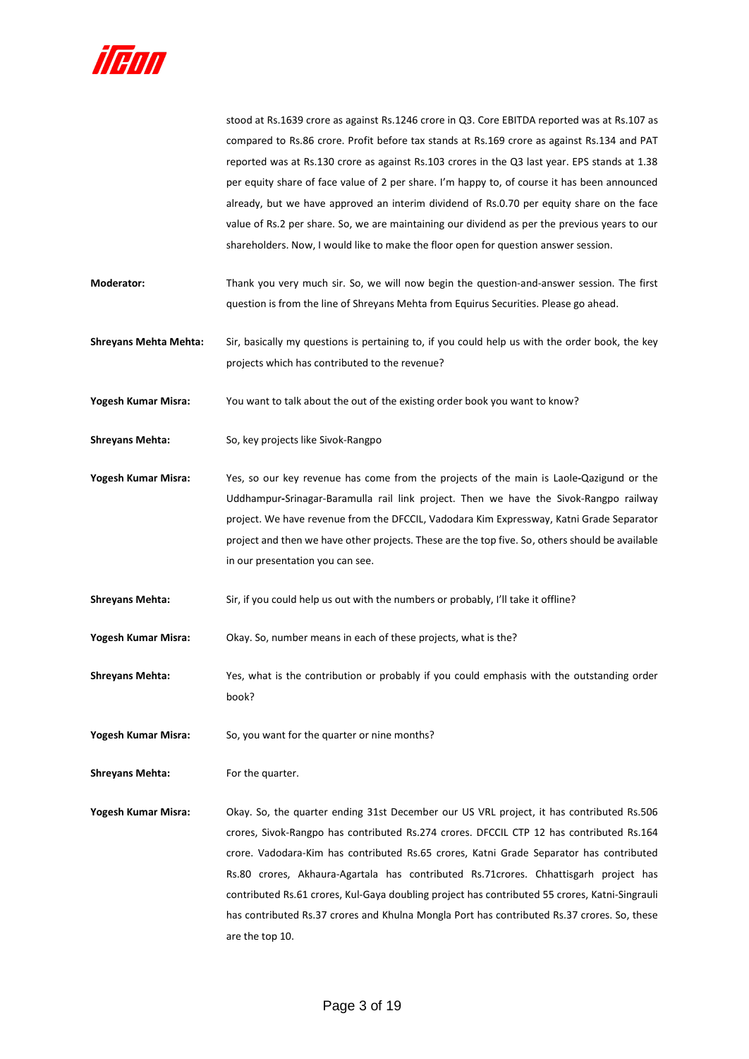stood at Rs.1639 crore as against Rs.1246 crore in Q3. Core EBITDA reported was at Rs.107 as compared to Rs.86 crore. Profit before tax stands at Rs.169 crore as against Rs.134 and PAT reported was at Rs.130 crore as against Rs.103 crores in the Q3 last year. EPS stands at 1.38 per equity share of face value of 2 per share. I'm happy to, of course it has been announced already, but we have approved an interim dividend of Rs.0.70 per equity share on the face value of Rs.2 per share. So, we are maintaining our dividend as per the previous years to our shareholders. Now, I would like to make the floor open for question answer session.

**Moderator:** Thank you very much sir. So, we will now begin the question-and-answer session. The first question is from the line of Shreyans Mehta from Equirus Securities. Please go ahead.

**Shreyans Mehta Mehta:** Sir, basically my questions is pertaining to, if you could help us with the order book, the key projects which has contributed to the revenue?

**Yogesh Kumar Misra:** You want to talk about the out of the existing order book you want to know?

**Shreyans Mehta:** So, key projects like Sivok-Rangpo

**Yogesh Kumar Misra:** Yes, so our key revenue has come from the projects of the main is Laole-Qazigund or the Uddhampur-Srinagar-Baramulla rail link project. Then we have the Sivok-Rangpo railway project. We have revenue from the DFCCIL, Vadodara Kim Expressway, Katni Grade Separator project and then we have other projects. These are the top five. So, others should be available in our presentation you can see.

**Shreyans Mehta:** Sir, if you could help us out with the numbers or probably, I'll take it offline?

**Yogesh Kumar Misra:** Okay. So, number means in each of these projects, what is the?

**Shreyans Mehta:** Yes, what is the contribution or probably if you could emphasis with the outstanding order book?

**Yogesh Kumar Misra:** So, you want for the quarter or nine months?

**Shreyans Mehta:** For the quarter.

**Yogesh Kumar Misra:** Okay. So, the quarter ending 31st December our US VRL project, it has contributed Rs.506 crores, Sivok-Rangpo has contributed Rs.274 crores. DFCCIL CTP 12 has contributed Rs.164 crore. Vadodara-Kim has contributed Rs.65 crores, Katni Grade Separator has contributed Rs.80 crores, Akhaura-Agartala has contributed Rs.71crores. Chhattisgarh project has contributed Rs.61 crores, Kul-Gaya doubling project has contributed 55 crores, Katni-Singrauli has contributed Rs.37 crores and Khulna Mongla Port has contributed Rs.37 crores. So, these are the top 10.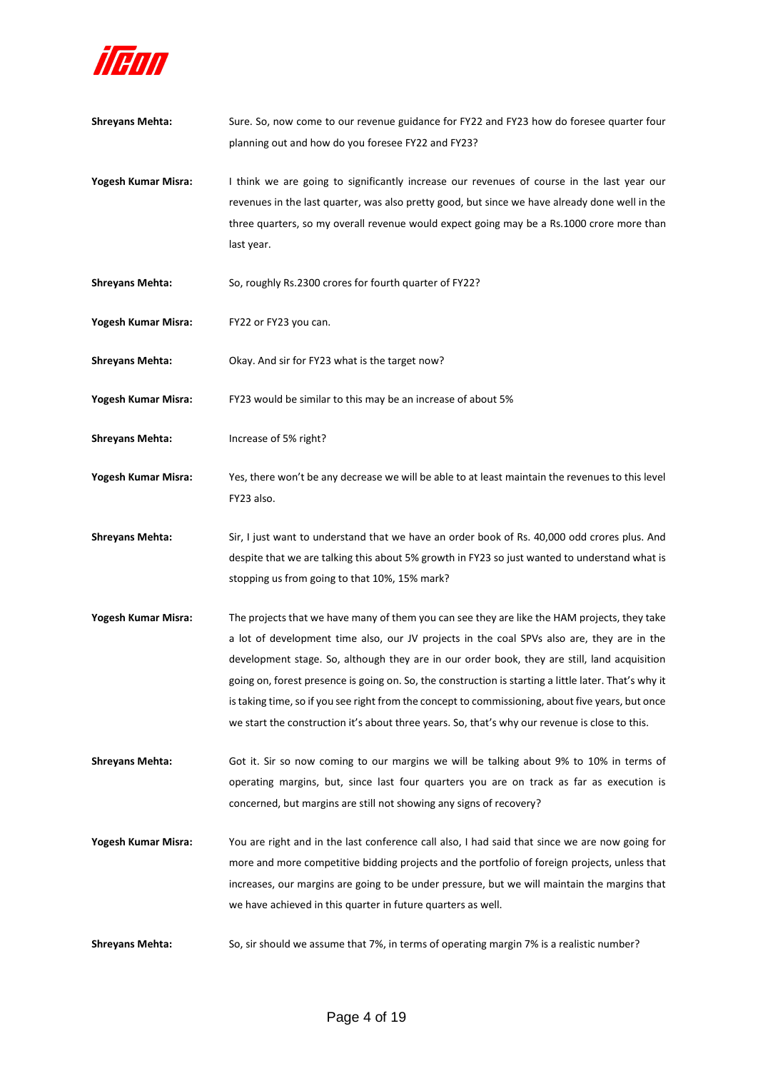**Shreyans Mehta:** Sure. So, now come to our revenue guidance for FY22 and FY23 how do foresee quarter four planning out and how do you foresee FY22 and FY23?

**Yogesh Kumar Misra:** I think we are going to significantly increase our revenues of course in the last year our revenues in the last quarter, was also pretty good, but since we have already done well in the three quarters, so my overall revenue would expect going may be a Rs.1000 crore more than last year.

**Shreyans Mehta:** So, roughly Rs.2300 crores for fourth quarter of FY22?

**Yogesh Kumar Misra:** FY22 or FY23 you can.

**Shreyans Mehta:** Okay. And sir for FY23 what is the target now?

**Yogesh Kumar Misra:** FY23 would be similar to this may be an increase of about 5%

**Shreyans Mehta:** Increase of 5% right?

**Yogesh Kumar Misra:** Yes, there won't be any decrease we will be able to at least maintain the revenues to this level FY23 also.

**Shreyans Mehta:** Sir, I just want to understand that we have an order book of Rs. 40,000 odd crores plus. And despite that we are talking this about 5% growth in FY23 so just wanted to understand what is stopping us from going to that 10%, 15% mark?

**Yogesh Kumar Misra:** The projects that we have many of them you can see they are like the HAM projects, they take a lot of development time also, our JV projects in the coal SPVs also are, they are in the development stage. So, although they are in our order book, they are still, land acquisition going on, forest presence is going on. So, the construction is starting a little later. That's why it is taking time, so if you see right from the concept to commissioning, about five years, but once we start the construction it's about three years. So, that's why our revenue is close to this.

**Shreyans Mehta:** Got it. Sir so now coming to our margins we will be talking about 9% to 10% in terms of operating margins, but, since last four quarters you are on track as far as execution is concerned, but margins are still not showing any signs of recovery?

**Yogesh Kumar Misra:** You are right and in the last conference call also, I had said that since we are now going for more and more competitive bidding projects and the portfolio of foreign projects, unless that increases, our margins are going to be under pressure, but we will maintain the margins that we have achieved in this quarter in future quarters as well.

**Shreyans Mehta:** So, sir should we assume that 7%, in terms of operating margin 7% is a realistic number?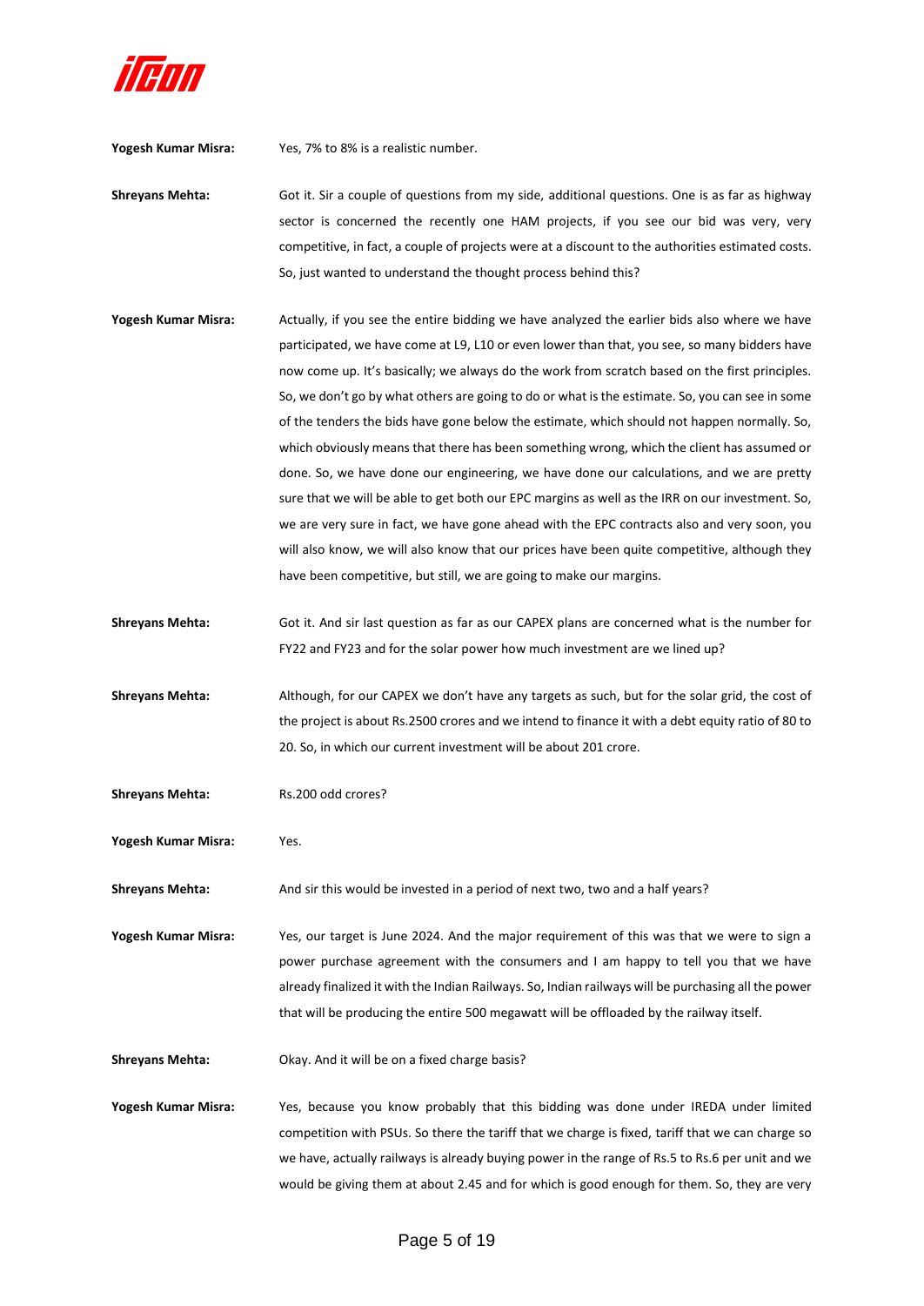**Yogesh Kumar Misra:** Yes, 7% to 8% is a realistic number.

**Shreyans Mehta:** Got it. Sir a couple of questions from my side, additional questions. One is as far as highway sector is concerned the recently one HAM projects, if you see our bid was very, very competitive, in fact, a couple of projects were at a discount to the authorities estimated costs. So, just wanted to understand the thought process behind this?

**Yogesh Kumar Misra:** Actually, if you see the entire bidding we have analyzed the earlier bids also where we have participated, we have come at L9, L10 or even lower than that, you see, so many bidders have now come up. It's basically; we always do the work from scratch based on the first principles. So, we don't go by what others are going to do or what is the estimate. So, you can see in some of the tenders the bids have gone below the estimate, which should not happen normally. So, which obviously means that there has been something wrong, which the client has assumed or done. So, we have done our engineering, we have done our calculations, and we are pretty sure that we will be able to get both our EPC margins as well as the IRR on our investment. So, we are very sure in fact, we have gone ahead with the EPC contracts also and very soon, you will also know, we will also know that our prices have been quite competitive, although they have been competitive, but still, we are going to make our margins.

**Shreyans Mehta:** Got it. And sir last question as far as our CAPEX plans are concerned what is the number for FY22 and FY23 and for the solar power how much investment are we lined up?

**Shreyans Mehta:** Although, for our CAPEX we don't have any targets as such, but for the solar grid, the cost of the project is about Rs.2500 crores and we intend to finance it with a debt equity ratio of 80 to 20. So, in which our current investment will be about 201 crore.

**Shreyans Mehta:** Rs.200 odd crores?

**Yogesh Kumar Misra:** Yes.

**Shreyans Mehta:** And sir this would be invested in a period of next two, two and a half years?

**Yogesh Kumar Misra:** Yes, our target is June 2024. And the major requirement of this was that we were to sign a power purchase agreement with the consumers and I am happy to tell you that we have already finalized it with the Indian Railways. So, Indian railways will be purchasing all the power that will be producing the entire 500 megawatt will be offloaded by the railway itself.

**Shreyans Mehta:** Okay. And it will be on a fixed charge basis?

**Yogesh Kumar Misra:** Yes, because you know probably that this bidding was done under IREDA under limited competition with PSUs. So there the tariff that we charge is fixed, tariff that we can charge so we have, actually railways is already buying power in the range of Rs.5 to Rs.6 per unit and we would be giving them at about 2.45 and for which is good enough for them. So, they are very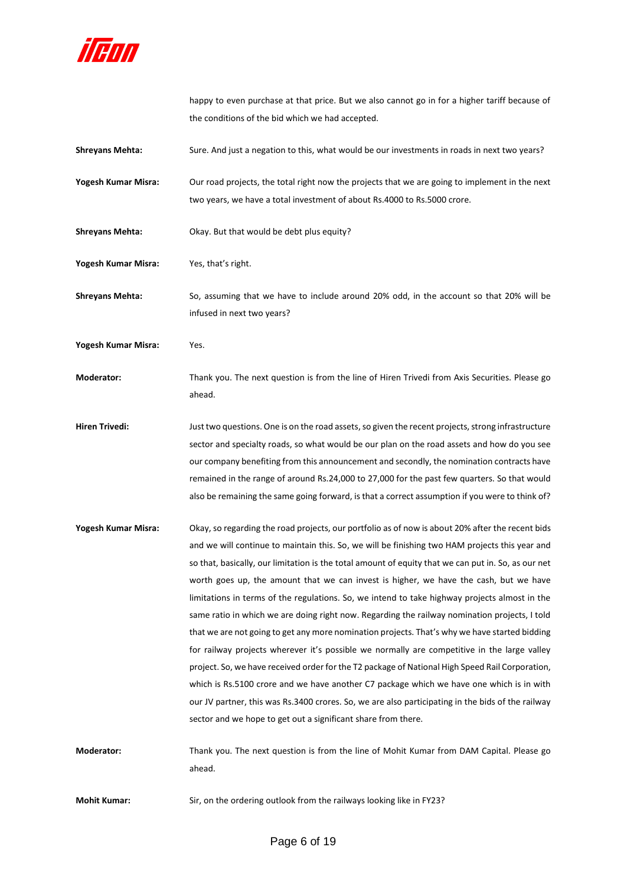happy to even purchase at that price. But we also cannot go in for a higher tariff because of the conditions of the bid which we had accepted.

**Shreyans Mehta:** Sure. And just a negation to this, what would be our investments in roads in next two years?

**Yogesh Kumar Misra:** Our road projects, the total right now the projects that we are going to implement in the next two years, we have a total investment of about Rs.4000 to Rs.5000 crore.

**Shreyans Mehta:** Okay. But that would be debt plus equity?

**Yogesh Kumar Misra:** Yes, that's right.

**Shreyans Mehta:** So, assuming that we have to include around 20% odd, in the account so that 20% will be infused in next two years?

**Yogesh Kumar Misra:** Yes.

**Moderator:** Thank you. The next question is from the line of Hiren Trivedi from Axis Securities. Please go ahead.

**Hiren Trivedi:** Just two questions. One is on the road assets, so given the recent projects, strong infrastructure sector and specialty roads, so what would be our plan on the road assets and how do you see our company benefiting from this announcement and secondly, the nomination contracts have remained in the range of around Rs.24,000 to 27,000 for the past few quarters. So that would also be remaining the same going forward, is that a correct assumption if you were to think of?

**Yogesh Kumar Misra:** Okay, so regarding the road projects, our portfolio as of now is about 20% after the recent bids and we will continue to maintain this. So, we will be finishing two HAM projects this year and so that, basically, our limitation is the total amount of equity that we can put in. So, as our net worth goes up, the amount that we can invest is higher, we have the cash, but we have limitations in terms of the regulations. So, we intend to take highway projects almost in the same ratio in which we are doing right now. Regarding the railway nomination projects, I told that we are not going to get any more nomination projects. That's why we have started bidding for railway projects wherever it's possible we normally are competitive in the large valley project. So, we have received order for the T2 package of National High Speed Rail Corporation, which is Rs.5100 crore and we have another C7 package which we have one which is in with our JV partner, this was Rs.3400 crores. So, we are also participating in the bids of the railway sector and we hope to get out a significant share from there.

**Moderator:** Thank you. The next question is from the line of Mohit Kumar from DAM Capital. Please go ahead.

**Mohit Kumar:** Sir, on the ordering outlook from the railways looking like in FY23?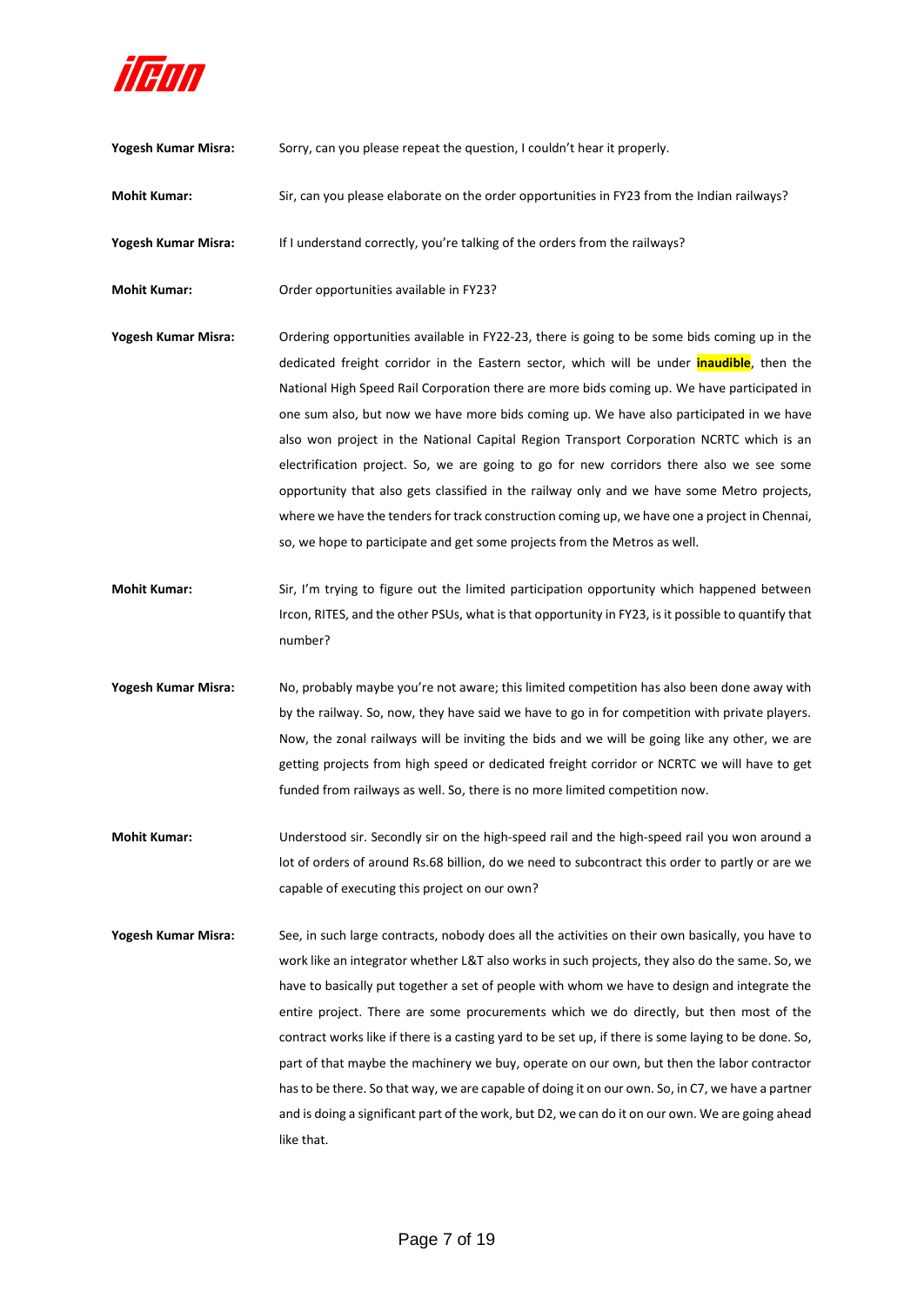**Yogesh Kumar Misra:** Sorry, can you please repeat the question, I couldn't hear it properly.

**Mohit Kumar:** Sir, can you please elaborate on the order opportunities in FY23 from the Indian railways?

**Yogesh Kumar Misra:** If I understand correctly, you're talking of the orders from the railways?

**Mohit Kumar:** Order opportunities available in FY23?

**Yogesh Kumar Misra:** Ordering opportunities available in FY22-23, there is going to be some bids coming up in the dedicated freight corridor in the Eastern sector, which will be under **inaudible**, then the National High Speed Rail Corporation there are more bids coming up. We have participated in one sum also, but now we have more bids coming up. We have also participated in we have also won project in the National Capital Region Transport Corporation NCRTC which is an electrification project. So, we are going to go for new corridors there also we see some opportunity that also gets classified in the railway only and we have some Metro projects, where we have the tenders for track construction coming up, we have one a project in Chennai, so, we hope to participate and get some projects from the Metros as well.

**Mohit Kumar:** Sir, I'm trying to figure out the limited participation opportunity which happened between Ircon, RITES, and the other PSUs, what is that opportunity in FY23, is it possible to quantify that number?

**Yogesh Kumar Misra:** No, probably maybe you're not aware; this limited competition has also been done away with by the railway. So, now, they have said we have to go in for competition with private players. Now, the zonal railways will be inviting the bids and we will be going like any other, we are getting projects from high speed or dedicated freight corridor or NCRTC we will have to get funded from railways as well. So, there is no more limited competition now.

**Mohit Kumar:** Understood sir. Secondly sir on the high-speed rail and the high-speed rail you won around a lot of orders of around Rs.68 billion, do we need to subcontract this order to partly or are we capable of executing this project on our own?

**Yogesh Kumar Misra:** See, in such large contracts, nobody does all the activities on their own basically, you have to work like an integrator whether L&T also works in such projects, they also do the same. So, we have to basically put together a set of people with whom we have to design and integrate the entire project. There are some procurements which we do directly, but then most of the contract works like if there is a casting yard to be set up, if there is some laying to be done. So, part of that maybe the machinery we buy, operate on our own, but then the labor contractor has to be there. So that way, we are capable of doing it on our own. So, in C7, we have a partner and is doing a significant part of the work, but D2, we can do it on our own. We are going ahead like that.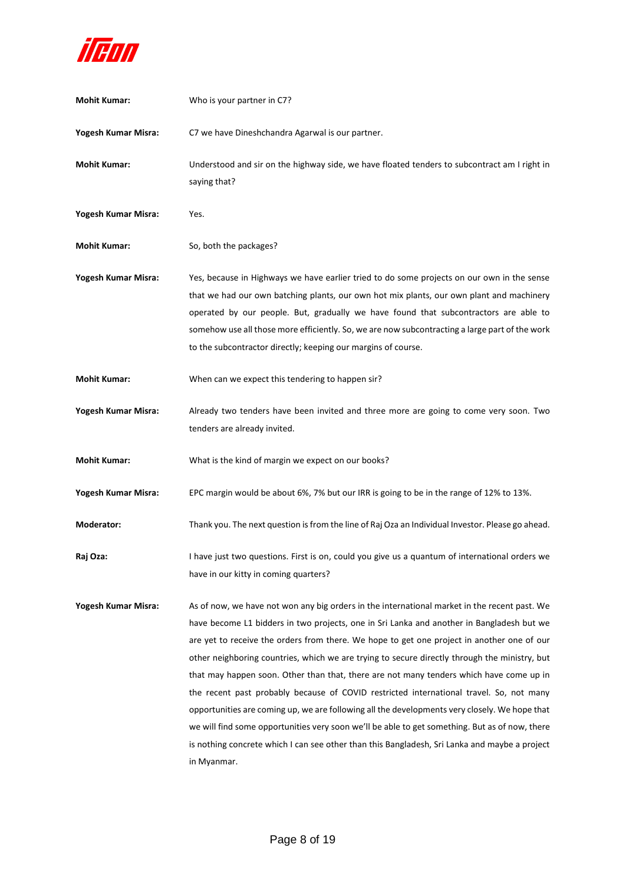**Mohit Kumar:** Who is your partner in C7?

**Yogesh Kumar Misra:** C7 we have Dineshchandra Agarwal is our partner.

**Mohit Kumar:** Understood and sir on the highway side, we have floated tenders to subcontract am I right in saying that?

**Yogesh Kumar Misra:** Yes.

**Mohit Kumar:** So, both the packages?

**Yogesh Kumar Misra:** Yes, because in Highways we have earlier tried to do some projects on our own in the sense that we had our own batching plants, our own hot mix plants, our own plant and machinery operated by our people. But, gradually we have found that subcontractors are able to somehow use all those more efficiently. So, we are now subcontracting a large part of the work to the subcontractor directly; keeping our margins of course.

**Mohit Kumar:** When can we expect this tendering to happen sir?

**Yogesh Kumar Misra:** Already two tenders have been invited and three more are going to come very soon. Two tenders are already invited.

**Mohit Kumar:** What is the kind of margin we expect on our books?

**Yogesh Kumar Misra:** EPC margin would be about 6%, 7% but our IRR is going to be in the range of 12% to 13%.

**Moderator:** Thank you. The next question is from the line of Raj Oza an Individual Investor. Please go ahead.

**Raj Oza:** I have just two questions. First is on, could you give us a quantum of international orders we have in our kitty in coming quarters?

**Yogesh Kumar Misra:** As of now, we have not won any big orders in the international market in the recent past. We have become L1 bidders in two projects, one in Sri Lanka and another in Bangladesh but we are yet to receive the orders from there. We hope to get one project in another one of our other neighboring countries, which we are trying to secure directly through the ministry, but that may happen soon. Other than that, there are not many tenders which have come up in the recent past probably because of COVID restricted international travel. So, not many opportunities are coming up, we are following all the developments very closely. We hope that we will find some opportunities very soon we'll be able to get something. But as of now, there is nothing concrete which I can see other than this Bangladesh, Sri Lanka and maybe a project in Myanmar.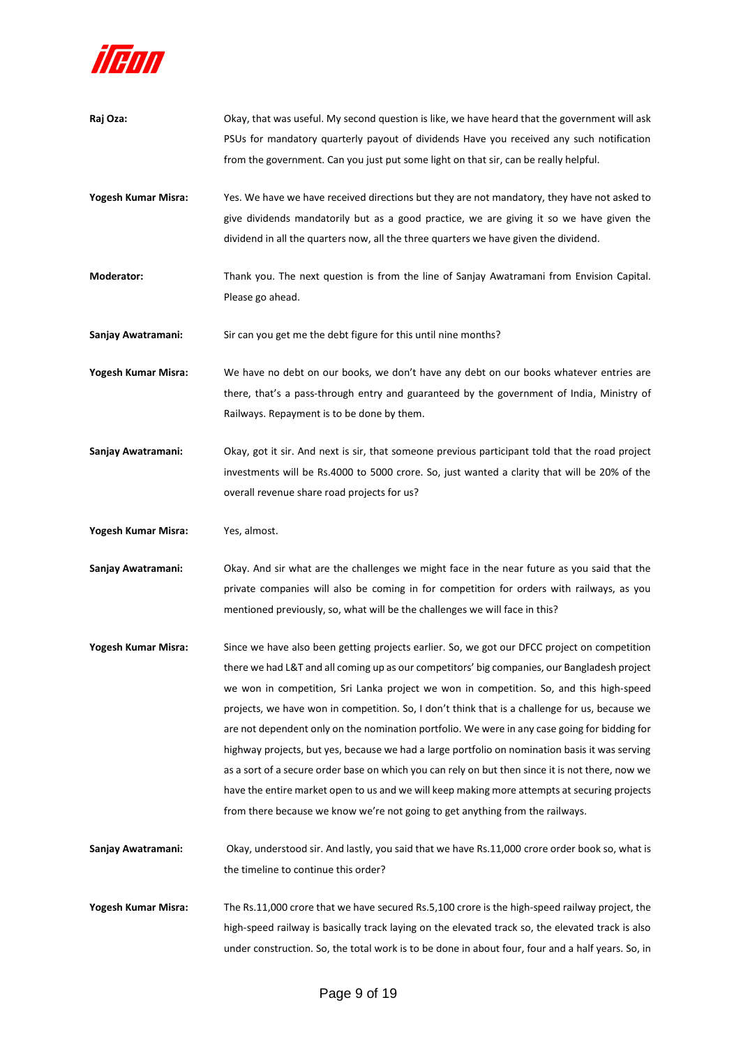**Raj Oza:** Okay, that was useful. My second question is like, we have heard that the government will ask PSUs for mandatory quarterly payout of dividends Have you received any such notification from the government. Can you just put some light on that sir, can be really helpful.

**Yogesh Kumar Misra:** Yes. We have we have received directions but they are not mandatory, they have not asked to give dividends mandatorily but as a good practice, we are giving it so we have given the dividend in all the quarters now, all the three quarters we have given the dividend.

**Moderator:** Thank you. The next question is from the line of Sanjay Awatramani from Envision Capital. Please go ahead.

**Sanjay Awatramani:** Sir can you get me the debt figure for this until nine months?

**Yogesh Kumar Misra:** We have no debt on our books, we don't have any debt on our books whatever entries are there, that's a pass-through entry and guaranteed by the government of India, Ministry of Railways. Repayment is to be done by them.

**Sanjay Awatramani:** Okay, got it sir. And next is sir, that someone previous participant told that the road project investments will be Rs.4000 to 5000 crore. So, just wanted a clarity that will be 20% of the overall revenue share road projects for us?

**Yogesh Kumar Misra:** Yes, almost.

**Sanjay Awatramani:** Okay. And sir what are the challenges we might face in the near future as you said that the private companies will also be coming in for competition for orders with railways, as you mentioned previously, so, what will be the challenges we will face in this?

**Yogesh Kumar Misra:** Since we have also been getting projects earlier. So, we got our DFCC project on competition there we had L&T and all coming up as our competitors' big companies, our Bangladesh project we won in competition, Sri Lanka project we won in competition. So, and this high-speed projects, we have won in competition. So, I don't think that is a challenge for us, because we are not dependent only on the nomination portfolio. We were in any case going for bidding for highway projects, but yes, because we had a large portfolio on nomination basis it was serving as a sort of a secure order base on which you can rely on but then since it is not there, now we have the entire market open to us and we will keep making more attempts at securing projects from there because we know we're not going to get anything from the railways.

**Sanjay Awatramani:** Okay, understood sir. And lastly, you said that we have Rs.11,000 crore order book so, what is the timeline to continue this order?

**Yogesh Kumar Misra:** The Rs.11,000 crore that we have secured Rs.5,100 crore is the high-speed railway project, the high-speed railway is basically track laying on the elevated track so, the elevated track is also under construction. So, the total work is to be done in about four, four and a half years. So, in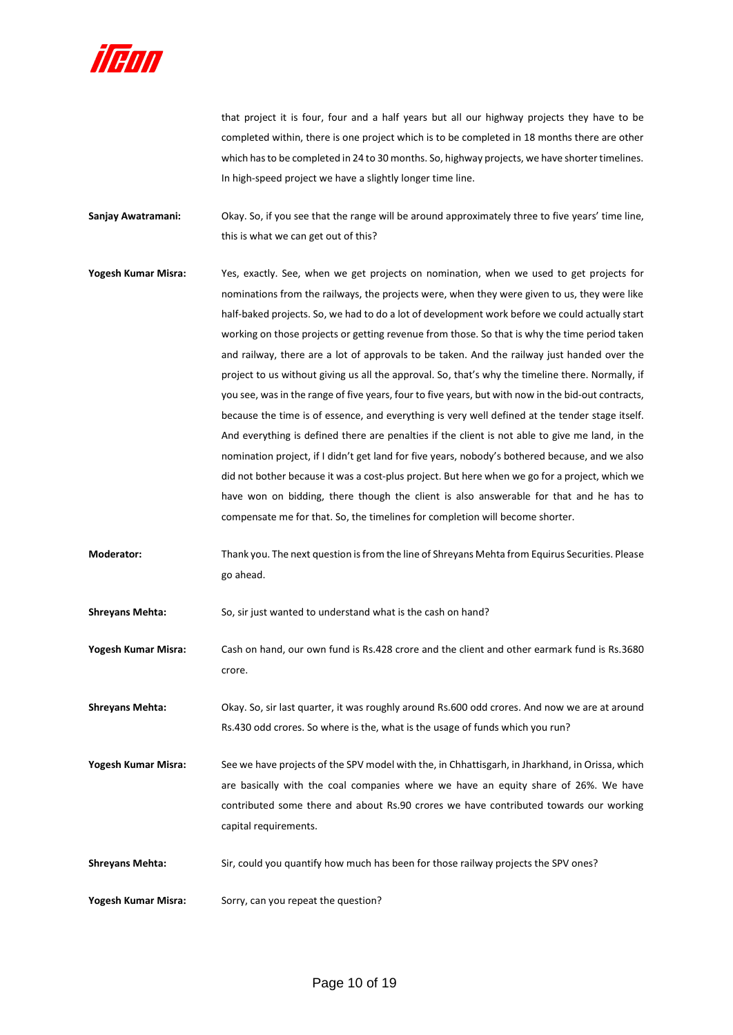that project it is four, four and a half years but all our highway projects they have to be completed within, there is one project which is to be completed in 18 months there are other which has to be completed in 24 to 30 months. So, highway projects, we have shorter timelines. In high-speed project we have a slightly longer time line.

**Sanjay Awatramani:** Okay. So, if you see that the range will be around approximately three to five years' time line, this is what we can get out of this?

**Yogesh Kumar Misra:** Yes, exactly. See, when we get projects on nomination, when we used to get projects for nominations from the railways, the projects were, when they were given to us, they were like half-baked projects. So, we had to do a lot of development work before we could actually start working on those projects or getting revenue from those. So that is why the time period taken and railway, there are a lot of approvals to be taken. And the railway just handed over the project to us without giving us all the approval. So, that's why the timeline there. Normally, if you see, was in the range of five years, four to five years, but with now in the bid-out contracts, because the time is of essence, and everything is very well defined at the tender stage itself. And everything is defined there are penalties if the client is not able to give me land, in the nomination project, if I didn't get land for five years, nobody's bothered because, and we also did not bother because it was a cost-plus project. But here when we go for a project, which we have won on bidding, there though the client is also answerable for that and he has to compensate me for that. So, the timelines for completion will become shorter.

**Moderator:** Thank you. The next question is from the line of Shreyans Mehta from Equirus Securities. Please go ahead.

**Shreyans Mehta:** So, sir just wanted to understand what is the cash on hand?

**Yogesh Kumar Misra:** Cash on hand, our own fund is Rs.428 crore and the client and other earmark fund is Rs.3680 crore.

**Shreyans Mehta:** Okay. So, sir last quarter, it was roughly around Rs.600 odd crores. And now we are at around Rs.430 odd crores. So where is the, what is the usage of funds which you run?

**Yogesh Kumar Misra:** See we have projects of the SPV model with the, in Chhattisgarh, in Jharkhand, in Orissa, which are basically with the coal companies where we have an equity share of 26%. We have contributed some there and about Rs.90 crores we have contributed towards our working capital requirements.

**Shreyans Mehta:** Sir, could you quantify how much has been for those railway projects the SPV ones?

**Yogesh Kumar Misra:** Sorry, can you repeat the question?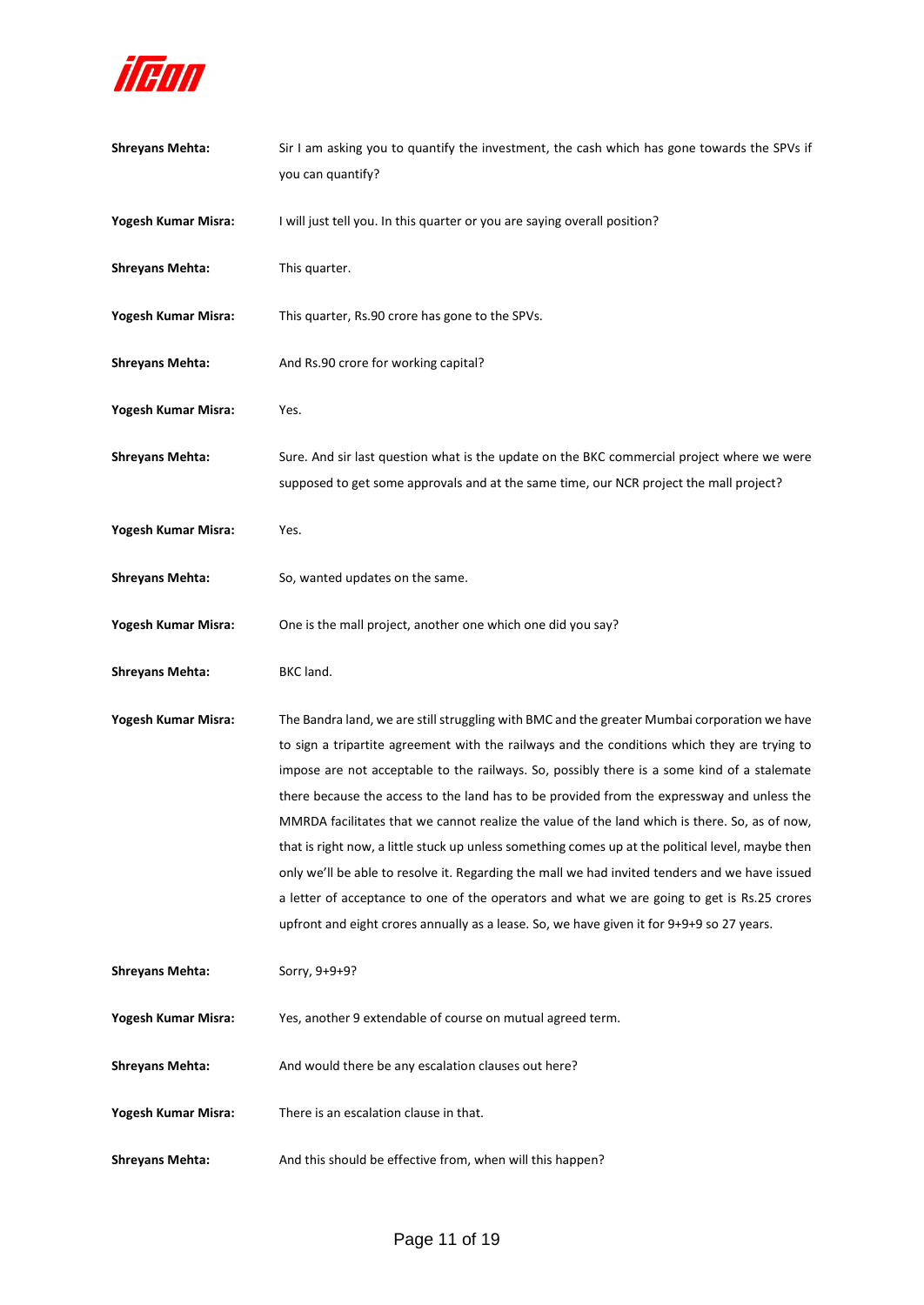**Shreyans Mehta:** Sir I am asking you to quantify the investment, the cash which has gone towards the SPVs if you can quantify?

**Yogesh Kumar Misra:** I will just tell you. In this quarter or you are saying overall position?

**Shreyans Mehta:** This quarter.

**Yogesh Kumar Misra:** This quarter, Rs.90 crore has gone to the SPVs.

**Shreyans Mehta:** And Rs.90 crore for working capital?

**Yogesh Kumar Misra:** Yes.

**Shreyans Mehta:** Sure. And sir last question what is the update on the BKC commercial project where we were supposed to get some approvals and at the same time, our NCR project the mall project?

**Yogesh Kumar Misra:** Yes.

**Shreyans Mehta:** So, wanted updates on the same.

**Yogesh Kumar Misra:** One is the mall project, another one which one did you say?

**Shreyans Mehta:** BKC land.

**Yogesh Kumar Misra:** The Bandra land, we are still struggling with BMC and the greater Mumbai corporation we have to sign a tripartite agreement with the railways and the conditions which they are trying to impose are not acceptable to the railways. So, possibly there is a some kind of a stalemate there because the access to the land has to be provided from the expressway and unless the MMRDA facilitates that we cannot realize the value of the land which is there. So, as of now, that is right now, a little stuck up unless something comes up at the political level, maybe then only we'll be able to resolve it. Regarding the mall we had invited tenders and we have issued a letter of acceptance to one of the operators and what we are going to get is Rs.25 crores upfront and eight crores annually as a lease. So, we have given it for 9+9+9 so 27 years.

**Shreyans Mehta:** Sorry, 9+9+9?

**Yogesh Kumar Misra:** Yes, another 9 extendable of course on mutual agreed term.

**Shreyans Mehta:** And would there be any escalation clauses out here?

**Yogesh Kumar Misra:** There is an escalation clause in that.

**Shreyans Mehta:** And this should be effective from, when will this happen?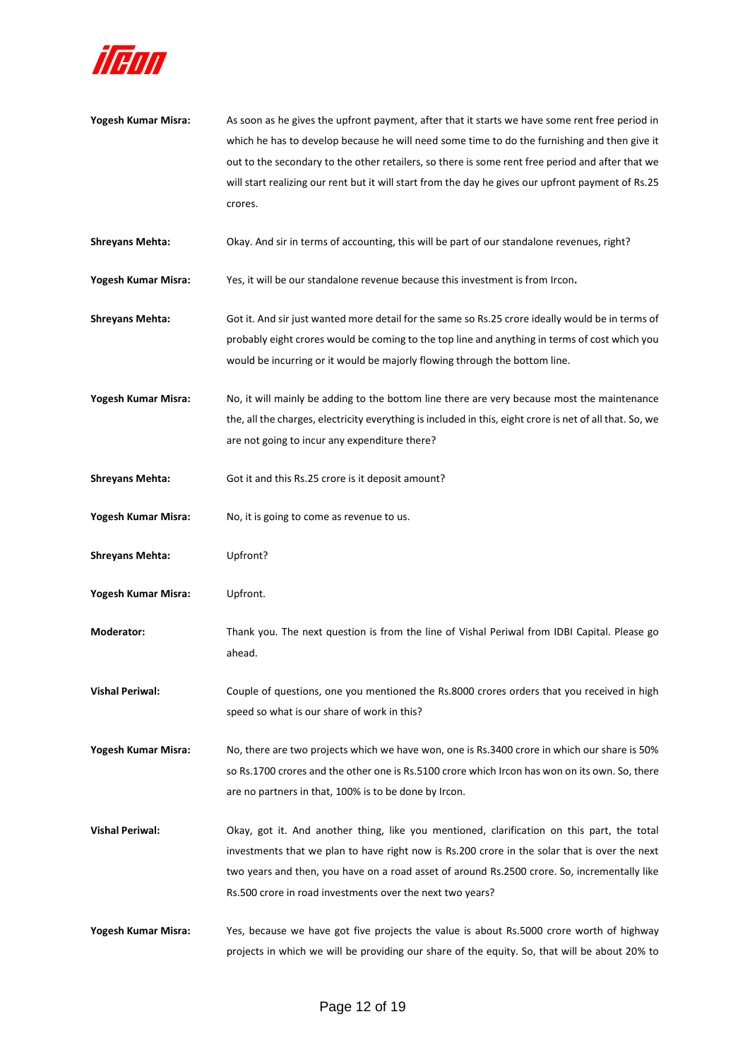**Yogesh Kumar Misra:** As soon as he gives the upfront payment, after that it starts we have some rent free period in which he has to develop because he will need some time to do the furnishing and then give it out to the secondary to the other retailers, so there is some rent free period and after that we will start realizing our rent but it will start from the day he gives our upfront payment of Rs.25 crores.

**Shreyans Mehta:** Okay. And sir in terms of accounting, this will be part of our standalone revenues, right?

**Yogesh Kumar Misra:** Yes, it will be our standalone revenue because this investment is from Ircon**.**

**Shreyans Mehta:** Got it. And sir just wanted more detail for the same so Rs.25 crore ideally would be in terms of probably eight crores would be coming to the top line and anything in terms of cost which you would be incurring or it would be majorly flowing through the bottom line.

**Yogesh Kumar Misra:** No, it will mainly be adding to the bottom line there are very because most the maintenance the, all the charges, electricity everything is included in this, eight crore is net of all that. So, we are not going to incur any expenditure there?

**Shreyans Mehta:** Got it and this Rs.25 crore is it deposit amount?

**Yogesh Kumar Misra:** No, it is going to come as revenue to us.

**Shreyans Mehta:** Upfront?

**Yogesh Kumar Misra:** Upfront.

**Moderator:** Thank you. The next question is from the line of Vishal Periwal from IDBI Capital. Please go ahead.

**Vishal Periwal:** Couple of questions, one you mentioned the Rs.8000 crores orders that you received in high speed so what is our share of work in this?

**Yogesh Kumar Misra:** No, there are two projects which we have won, one is Rs.3400 crore in which our share is 50% so Rs.1700 crores and the other one is Rs.5100 crore which Ircon has won on its own. So, there are no partners in that, 100% is to be done by Ircon.

**Vishal Periwal:** Okay, got it. And another thing, like you mentioned, clarification on this part, the total investments that we plan to have right now is Rs.200 crore in the solar that is over the next two years and then, you have on a road asset of around Rs.2500 crore. So, incrementally like Rs.500 crore in road investments over the next two years?

**Yogesh Kumar Misra:** Yes, because we have got five projects the value is about Rs.5000 crore worth of highway projects in which we will be providing our share of the equity. So, that will be about 20% to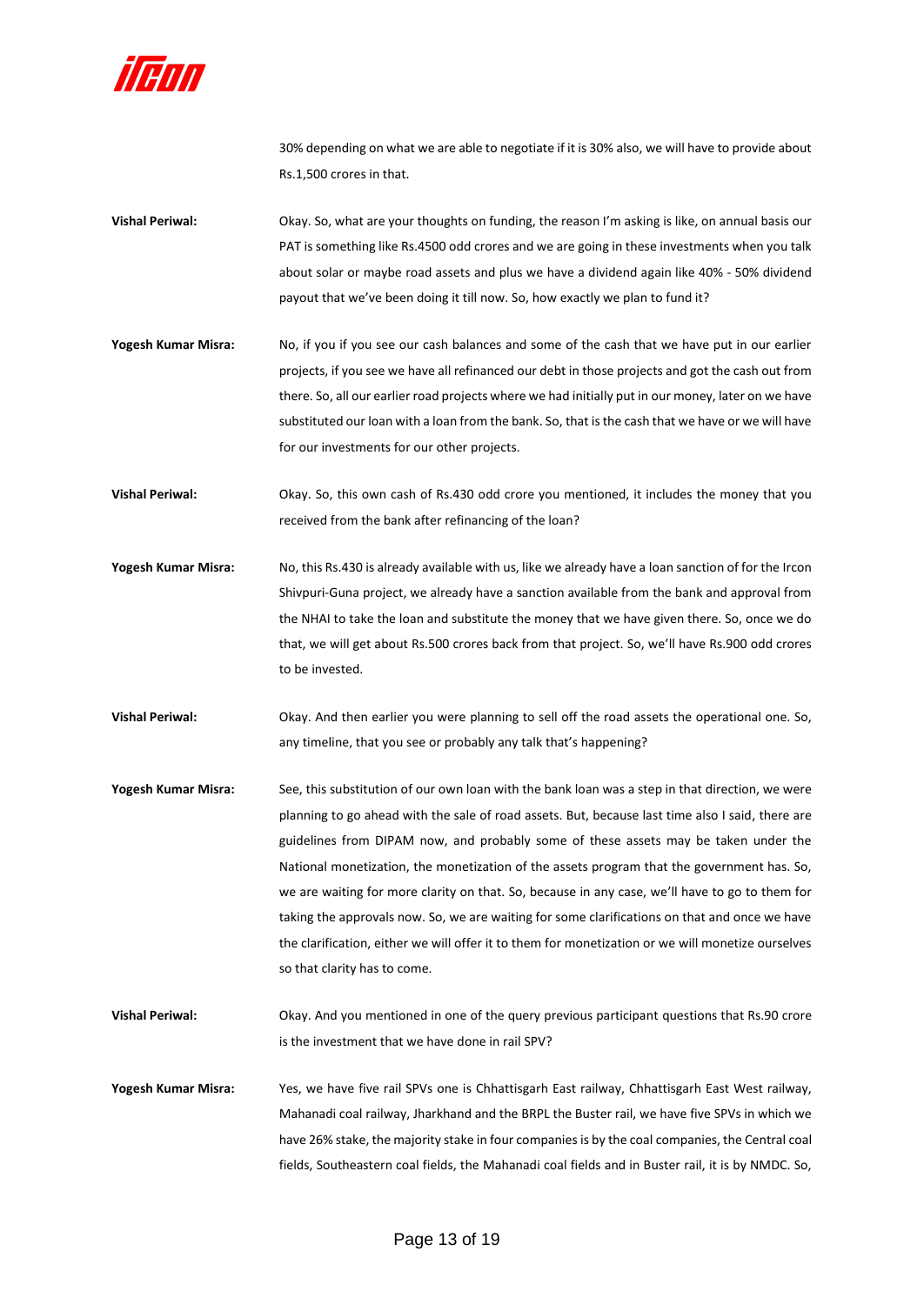30% depending on what we are able to negotiate if it is 30% also, we will have to provide about Rs.1,500 crores in that.

**Vishal Periwal:** Okay. So, what are your thoughts on funding, the reason I'm asking is like, on annual basis our PAT is something like Rs.4500 odd crores and we are going in these investments when you talk about solar or maybe road assets and plus we have a dividend again like 40% - 50% dividend payout that we've been doing it till now. So, how exactly we plan to fund it?

**Yogesh Kumar Misra:** No, if you if you see our cash balances and some of the cash that we have put in our earlier projects, if you see we have all refinanced our debt in those projects and got the cash out from there. So, all our earlier road projects where we had initially put in our money, later on we have substituted our loan with a loan from the bank. So, that is the cash that we have or we will have for our investments for our other projects.

**Vishal Periwal:** Okay. So, this own cash of Rs.430 odd crore you mentioned, it includes the money that you received from the bank after refinancing of the loan?

**Yogesh Kumar Misra:** No, this Rs.430 is already available with us, like we already have a loan sanction of for the Ircon Shivpuri-Guna project, we already have a sanction available from the bank and approval from the NHAI to take the loan and substitute the money that we have given there. So, once we do that, we will get about Rs.500 crores back from that project. So, we'll have Rs.900 odd crores to be invested.

**Vishal Periwal:** Okay. And then earlier you were planning to sell off the road assets the operational one. So, any timeline, that you see or probably any talk that's happening?

**Yogesh Kumar Misra:** See, this substitution of our own loan with the bank loan was a step in that direction, we were planning to go ahead with the sale of road assets. But, because last time also I said, there are guidelines from DIPAM now, and probably some of these assets may be taken under the National monetization, the monetization of the assets program that the government has. So, we are waiting for more clarity on that. So, because in any case, we'll have to go to them for taking the approvals now. So, we are waiting for some clarifications on that and once we have the clarification, either we will offer it to them for monetization or we will monetize ourselves so that clarity has to come.

**Vishal Periwal:** Okay. And you mentioned in one of the query previous participant questions that Rs.90 crore is the investment that we have done in rail SPV?

**Yogesh Kumar Misra:** Yes, we have five rail SPVs one is Chhattisgarh East railway, Chhattisgarh East West railway, Mahanadi coal railway, Jharkhand and the BRPL the Buster rail, we have five SPVs in which we have 26% stake, the majority stake in four companies is by the coal companies, the Central coal fields, Southeastern coal fields, the Mahanadi coal fields and in Buster rail, it is by NMDC. So,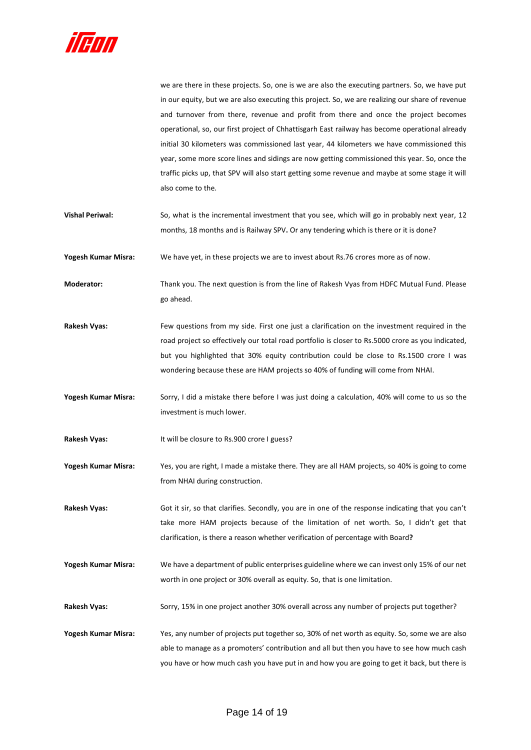we are there in these projects. So, one is we are also the executing partners. So, we have put in our equity, but we are also executing this project. So, we are realizing our share of revenue and turnover from there, revenue and profit from there and once the project becomes operational, so, our first project of Chhattisgarh East railway has become operational already initial 30 kilometers was commissioned last year, 44 kilometers we have commissioned this year, some more score lines and sidings are now getting commissioned this year. So, once the traffic picks up, that SPV will also start getting some revenue and maybe at some stage it will also come to the.

**Vishal Periwal:** So, what is the incremental investment that you see, which will go in probably next year, 12 months, 18 months and is Railway SPV**.** Or any tendering which is there or it is done?

**Yogesh Kumar Misra:** We have yet, in these projects we are to invest about Rs.76 crores more as of now.

**Moderator:** Thank you. The next question is from the line of Rakesh Vyas from HDFC Mutual Fund. Please go ahead.

**Rakesh Vyas:** Few questions from my side. First one just a clarification on the investment required in the road project so effectively our total road portfolio is closer to Rs.5000 crore as you indicated, but you highlighted that 30% equity contribution could be close to Rs.1500 crore I was wondering because these are HAM projects so 40% of funding will come from NHAI.

**Yogesh Kumar Misra:** Sorry, I did a mistake there before I was just doing a calculation, 40% will come to us so the investment is much lower.

**Rakesh Vyas:** It will be closure to Rs.900 crore I guess?

**Yogesh Kumar Misra:** Yes, you are right, I made a mistake there. They are all HAM projects, so 40% is going to come from NHAI during construction.

**Rakesh Vyas:** Got it sir, so that clarifies. Secondly, you are in one of the response indicating that you can't take more HAM projects because of the limitation of net worth. So, I didn't get that clarification, is there a reason whether verification of percentage with Board**?**

**Yogesh Kumar Misra:** We have a department of public enterprises guideline where we can invest only 15% of our net worth in one project or 30% overall as equity. So, that is one limitation.

**Rakesh Vyas:** Sorry, 15% in one project another 30% overall across any number of projects put together?

**Yogesh Kumar Misra:** Yes, any number of projects put together so, 30% of net worth as equity. So, some we are also able to manage as a promoters' contribution and all but then you have to see how much cash you have or how much cash you have put in and how you are going to get it back, but there is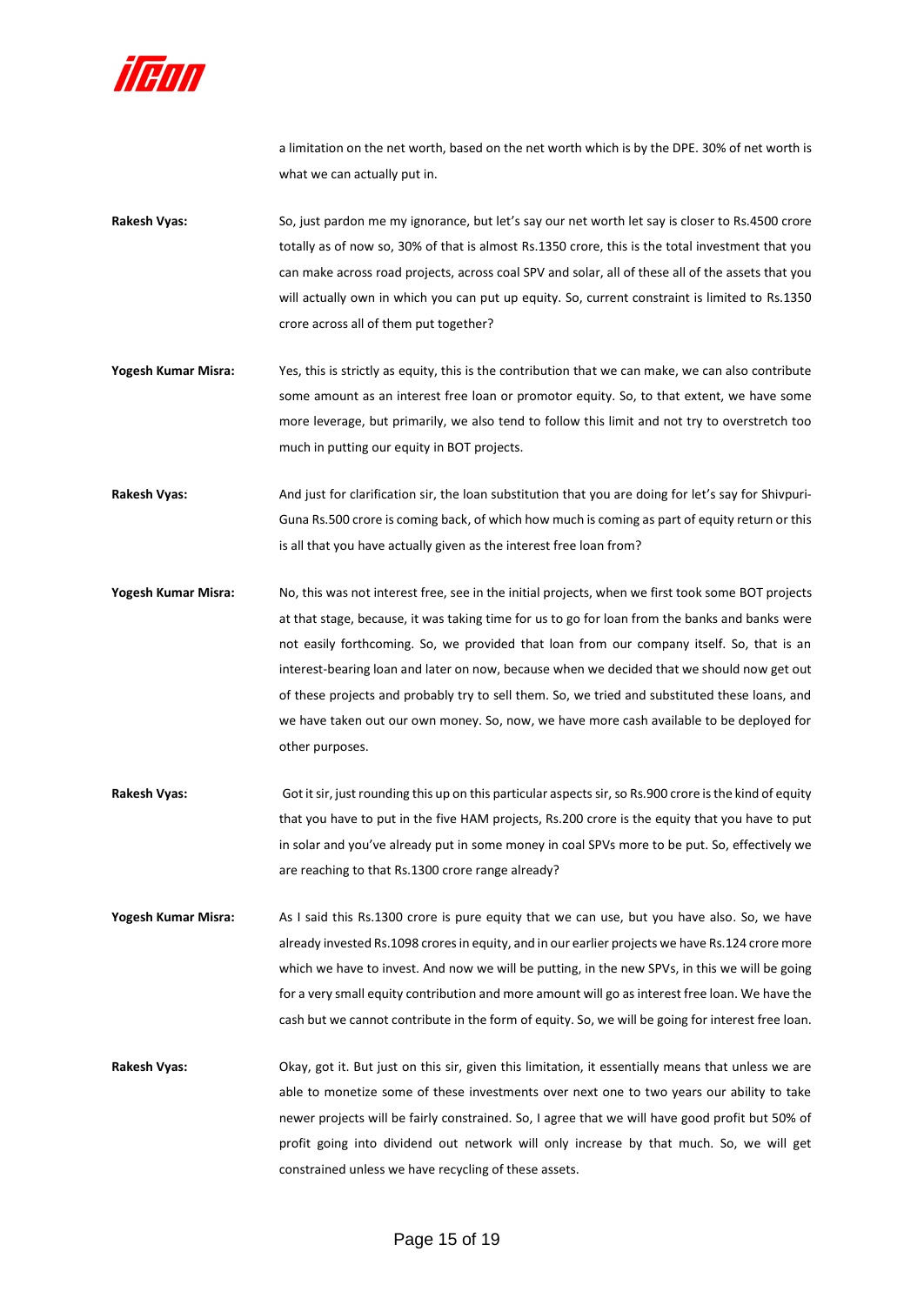a limitation on the net worth, based on the net worth which is by the DPE. 30% of net worth is what we can actually put in.

**Rakesh Vyas:** So, just pardon me my ignorance, but let's say our net worth let say is closer to Rs.4500 crore totally as of now so, 30% of that is almost Rs.1350 crore, this is the total investment that you can make across road projects, across coal SPV and solar, all of these all of the assets that you will actually own in which you can put up equity. So, current constraint is limited to Rs.1350 crore across all of them put together?

**Yogesh Kumar Misra:** Yes, this is strictly as equity, this is the contribution that we can make, we can also contribute some amount as an interest free loan or promotor equity. So, to that extent, we have some more leverage, but primarily, we also tend to follow this limit and not try to overstretch too much in putting our equity in BOT projects.

**Rakesh Vyas:** And just for clarification sir, the loan substitution that you are doing for let's say for Shivpuri-Guna Rs.500 crore is coming back, of which how much is coming as part of equity return or this is all that you have actually given as the interest free loan from?

**Yogesh Kumar Misra:** No, this was not interest free, see in the initial projects, when we first took some BOT projects at that stage, because, it was taking time for us to go for loan from the banks and banks were not easily forthcoming. So, we provided that loan from our company itself. So, that is an interest-bearing loan and later on now, because when we decided that we should now get out of these projects and probably try to sell them. So, we tried and substituted these loans, and we have taken out our own money. So, now, we have more cash available to be deployed for other purposes.

**Rakesh Vyas:** Got it sir, just rounding this up on this particular aspects sir, so Rs.900 crore is the kind of equity that you have to put in the five HAM projects, Rs.200 crore is the equity that you have to put in solar and you've already put in some money in coal SPVs more to be put. So, effectively we are reaching to that Rs.1300 crore range already?

**Yogesh Kumar Misra:** As I said this Rs.1300 crore is pure equity that we can use, but you have also. So, we have already invested Rs.1098 crores in equity, and in our earlier projects we have Rs.124 crore more which we have to invest. And now we will be putting, in the new SPVs, in this we will be going for a very small equity contribution and more amount will go as interest free loan. We have the cash but we cannot contribute in the form of equity. So, we will be going for interest free loan.

**Rakesh Vyas:** Okay, got it. But just on this sir, given this limitation, it essentially means that unless we are able to monetize some of these investments over next one to two years our ability to take newer projects will be fairly constrained. So, I agree that we will have good profit but 50% of profit going into dividend out network will only increase by that much. So, we will get constrained unless we have recycling of these assets.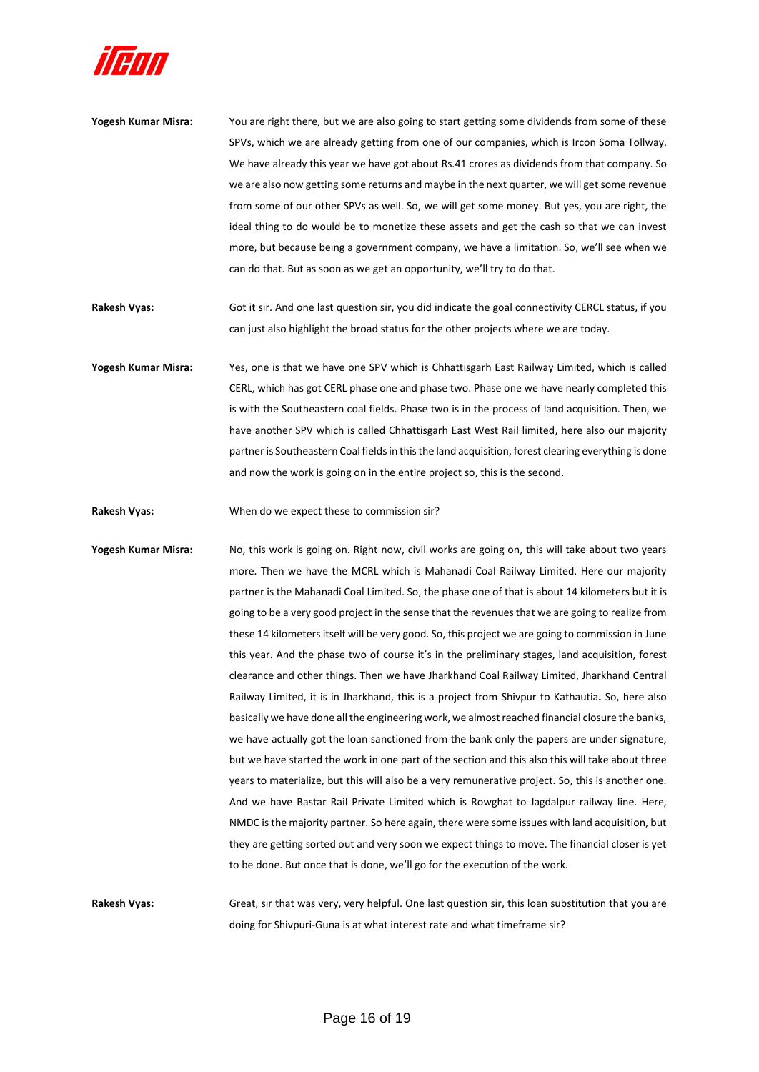**Yogesh Kumar Misra:** You are right there, but we are also going to start getting some dividends from some of these SPVs, which we are already getting from one of our companies, which is Ircon Soma Tollway. We have already this year we have got about Rs.41 crores as dividends from that company. So we are also now getting some returns and maybe in the next quarter, we will get some revenue from some of our other SPVs as well. So, we will get some money. But yes, you are right, the ideal thing to do would be to monetize these assets and get the cash so that we can invest more, but because being a government company, we have a limitation. So, we'll see when we can do that. But as soon as we get an opportunity, we'll try to do that.

**Rakesh Vyas:** Got it sir. And one last question sir, you did indicate the goal connectivity CERCL status, if you can just also highlight the broad status for the other projects where we are today.

**Yogesh Kumar Misra:** Yes, one is that we have one SPV which is Chhattisgarh East Railway Limited, which is called CERL, which has got CERL phase one and phase two. Phase one we have nearly completed this is with the Southeastern coal fields. Phase two is in the process of land acquisition. Then, we have another SPV which is called Chhattisgarh East West Rail limited, here also our majority partner is Southeastern Coal fields in this the land acquisition, forest clearing everything is done and now the work is going on in the entire project so, this is the second.

**Rakesh Vyas:** When do we expect these to commission sir?

**Yogesh Kumar Misra:** No, this work is going on. Right now, civil works are going on, this will take about two years more. Then we have the MCRL which is Mahanadi Coal Railway Limited. Here our majority partner is the Mahanadi Coal Limited. So, the phase one of that is about 14 kilometers but it is going to be a very good project in the sense that the revenues that we are going to realize from these 14 kilometers itself will be very good. So, this project we are going to commission in June this year. And the phase two of course it's in the preliminary stages, land acquisition, forest clearance and other things. Then we have Jharkhand Coal Railway Limited, Jharkhand Central Railway Limited, it is in Jharkhand, this is a project from Shivpur to Kathautia**.** So, here also basically we have done all the engineering work, we almost reached financial closure the banks, we have actually got the loan sanctioned from the bank only the papers are under signature, but we have started the work in one part of the section and this also this will take about three years to materialize, but this will also be a very remunerative project. So, this is another one. And we have Bastar Rail Private Limited which is Rowghat to Jagdalpur railway line. Here, NMDC is the majority partner. So here again, there were some issues with land acquisition, but they are getting sorted out and very soon we expect things to move. The financial closer is yet to be done. But once that is done, we'll go for the execution of the work.

**Rakesh Vyas:** Great, sir that was very, very helpful. One last question sir, this loan substitution that you are doing for Shivpuri-Guna is at what interest rate and what timeframe sir?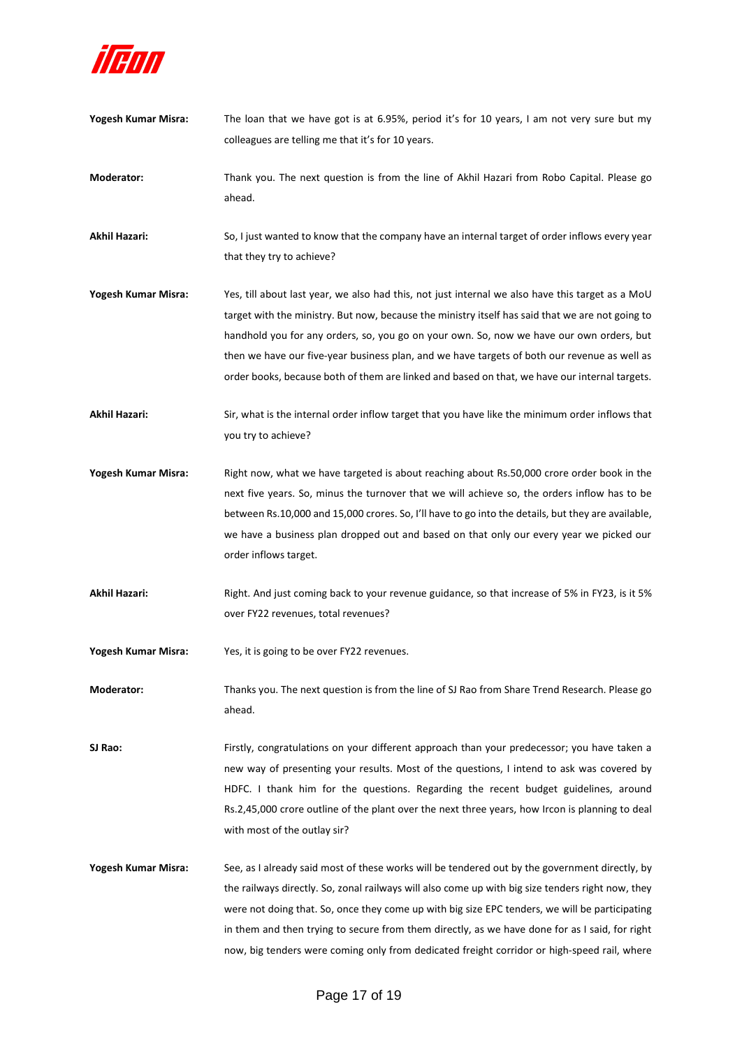**Yogesh Kumar Misra:** The loan that we have got is at 6.95%, period it's for 10 years, I am not very sure but my colleagues are telling me that it's for 10 years.

**Moderator:** Thank you. The next question is from the line of Akhil Hazari from Robo Capital. Please go ahead.

**Akhil Hazari:** So, I just wanted to know that the company have an internal target of order inflows every year that they try to achieve?

**Yogesh Kumar Misra:** Yes, till about last year, we also had this, not just internal we also have this target as a MoU target with the ministry. But now, because the ministry itself has said that we are not going to handhold you for any orders, so, you go on your own. So, now we have our own orders, but then we have our five-year business plan, and we have targets of both our revenue as well as order books, because both of them are linked and based on that, we have our internal targets.

**Akhil Hazari:** Sir, what is the internal order inflow target that you have like the minimum order inflows that you try to achieve?

**Yogesh Kumar Misra:** Right now, what we have targeted is about reaching about Rs.50,000 crore order book in the next five years. So, minus the turnover that we will achieve so, the orders inflow has to be between Rs.10,000 and 15,000 crores. So, I'll have to go into the details, but they are available, we have a business plan dropped out and based on that only our every year we picked our order inflows target.

**Akhil Hazari:** Right. And just coming back to your revenue guidance, so that increase of 5% in FY23, is it 5% over FY22 revenues, total revenues?

**Yogesh Kumar Misra:** Yes, it is going to be over FY22 revenues.

**Moderator:** Thanks you. The next question is from the line of SJ Rao from Share Trend Research. Please go ahead.

**SJ Rao:** Firstly, congratulations on your different approach than your predecessor; you have taken a new way of presenting your results. Most of the questions, I intend to ask was covered by HDFC. I thank him for the questions. Regarding the recent budget guidelines, around Rs.2,45,000 crore outline of the plant over the next three years, how Ircon is planning to deal with most of the outlay sir?

**Yogesh Kumar Misra:** See, as I already said most of these works will be tendered out by the government directly, by the railways directly. So, zonal railways will also come up with big size tenders right now, they were not doing that. So, once they come up with big size EPC tenders, we will be participating in them and then trying to secure from them directly, as we have done for as I said, for right now, big tenders were coming only from dedicated freight corridor or high-speed rail, where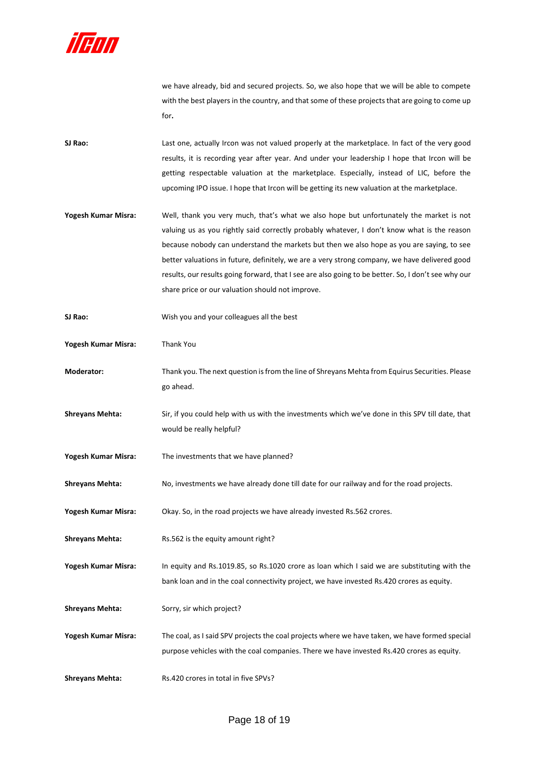we have already, bid and secured projects. So, we also hope that we will be able to compete with the best players in the country, and that some of these projects that are going to come up for**.**

**SJ Rao:** Last one, actually Ircon was not valued properly at the marketplace. In fact of the very good results, it is recording year after year. And under your leadership I hope that Ircon will be getting respectable valuation at the marketplace. Especially, instead of LIC, before the upcoming IPO issue. I hope that Ircon will be getting its new valuation at the marketplace.

**Yogesh Kumar Misra:** Well, thank you very much, that's what we also hope but unfortunately the market is not valuing us as you rightly said correctly probably whatever, I don't know what is the reason because nobody can understand the markets but then we also hope as you are saying, to see better valuations in future, definitely, we are a very strong company, we have delivered good results, our results going forward, that I see are also going to be better. So, I don't see why our share price or our valuation should not improve.

**SJ Rao:** Wish you and your colleagues all the best

**Yogesh Kumar Misra:** Thank You

**Moderator:** Thank you. The next question is from the line of Shreyans Mehta from Equirus Securities. Please go ahead.

**Shreyans Mehta:** Sir, if you could help with us with the investments which we've done in this SPV till date, that would be really helpful?

**Yogesh Kumar Misra:** The investments that we have planned?

**Shreyans Mehta:** No, investments we have already done till date for our railway and for the road projects.

**Yogesh Kumar Misra:** Okay. So, in the road projects we have already invested Rs.562 crores.

**Shreyans Mehta:** Rs.562 is the equity amount right?

**Yogesh Kumar Misra:** In equity and Rs.1019.85, so Rs.1020 crore as loan which I said we are substituting with the bank loan and in the coal connectivity project, we have invested Rs.420 crores as equity.

**Shreyans Mehta:** Sorry, sir which project?

**Yogesh Kumar Misra:** The coal, as I said SPV projects the coal projects where we have taken, we have formed special purpose vehicles with the coal companies. There we have invested Rs.420 crores as equity.

**Shreyans Mehta:** Rs.420 crores in total in five SPVs?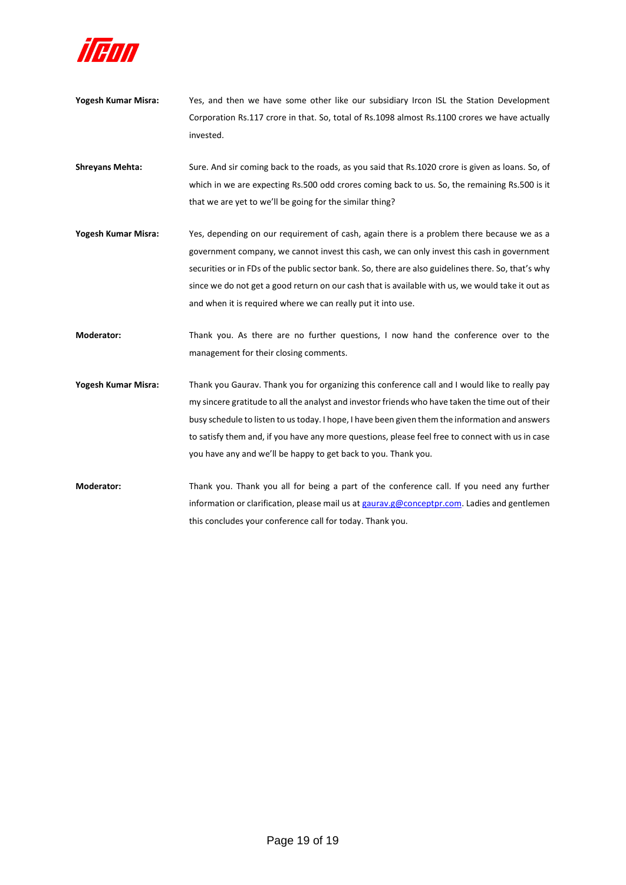**Yogesh Kumar Misra:** Yes, and then we have some other like our subsidiary Ircon ISL the Station Development Corporation Rs.117 crore in that. So, total of Rs.1098 almost Rs.1100 crores we have actually invested.

**Shreyans Mehta:** Sure. And sir coming back to the roads, as you said that Rs.1020 crore is given as loans. So, of which in we are expecting Rs.500 odd crores coming back to us. So, the remaining Rs.500 is it that we are yet to we'll be going for the similar thing?

**Yogesh Kumar Misra:** Yes, depending on our requirement of cash, again there is a problem there because we as a government company, we cannot invest this cash, we can only invest this cash in government securities or in FDs of the public sector bank. So, there are also guidelines there. So, that's why since we do not get a good return on our cash that is available with us, we would take it out as and when it is required where we can really put it into use.

**Moderator:** Thank you. As there are no further questions, I now hand the conference over to the management for their closing comments.

**Yogesh Kumar Misra:** Thank you Gaurav. Thank you for organizing this conference call and I would like to really pay my sincere gratitude to all the analyst and investor friends who have taken the time out of their busy schedule to listen to us today. I hope, I have been given them the information and answers to satisfy them and, if you have any more questions, please feel free to connect with us in case you have any and we'll be happy to get back to you. Thank you.

**Moderator:** Thank you. Thank you all for being a part of the conference call. If you need any further information or clarification, please mail us at gaurav.g@conceptpr.com. Ladies and gentlemen this concludes your conference call for today. Thank you.